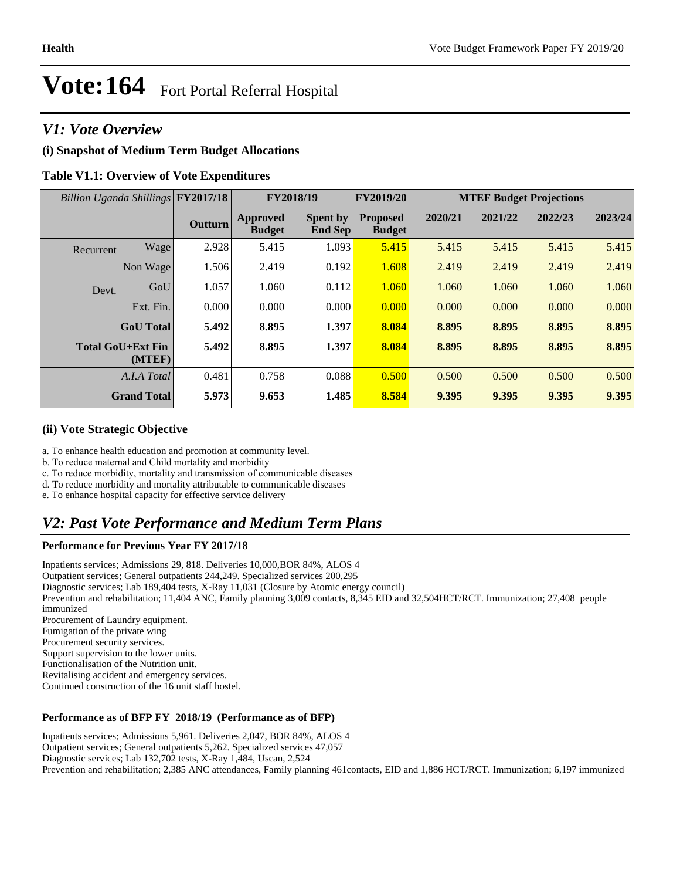# Vote:164 Fort Portal Referral Hospital

## *V1: Vote Overview*

### (i) Snapshot of Medium Term Budget Allocations

**Table V1.1: Overview of Vote Expenditures**

| *Billion Uganda Shillings* | | FY2017/18 | FY2018/19 | | FY2019/20 | MTEF Budget Projections | | | |
|---|---|---|---|---|---|---|---|---|---|
| | | **Outturn** | **Approved Budget** | **Spent by End Sep** | **Proposed Budget** | **2020/21** | **2021/22** | **2022/23** | **2023/24** |
| Recurrent | Wage | 2.928 | 5.415 | 1.093 | 5.415 | 5.415 | 5.415 | 5.415 | 5.415 |
| | Non Wage | 1.506 | 2.419 | 0.192 | 1.608 | 2.419 | 2.419 | 2.419 | 2.419 |
| Devt. | GoU | 1.057 | 1.060 | 0.112 | 1.060 | 1.060 | 1.060 | 1.060 | 1.060 |
| | Ext. Fin. | 0.000 | 0.000 | 0.000 | 0.000 | 0.000 | 0.000 | 0.000 | 0.000 |
| | **GoU Total** | **5.492** | **8.895** | **1.397** | **8.084** | **8.895** | **8.895** | **8.895** | **8.895** |
| | **Total GoU+Ext Fin (MTEF)** | **5.492** | **8.895** | **1.397** | **8.084** | **8.895** | **8.895** | **8.895** | **8.895** |
| | *A.I.A Total* | 0.481 | 0.758 | 0.088 | 0.500 | 0.500 | 0.500 | 0.500 | 0.500 |
| | **Grand Total** | **5.973** | **9.653** | **1.485** | **8.584** | **9.395** | **9.395** | **9.395** | **9.395** |

### (ii) Vote Strategic Objective

a. To enhance health education and promotion at community level.
b. To reduce maternal and Child mortality and morbidity
c. To reduce morbidity, mortality and transmission of communicable diseases
d. To reduce morbidity and mortality attributable to communicable diseases
e. To enhance hospital capacity for effective service delivery

## *V2: Past Vote Performance and Medium Term Plans*

**Performance for Previous Year FY 2017/18**

Inpatients services; Admissions 29, 818. Deliveries 10,000,BOR 84%, ALOS 4
Outpatient services; General outpatients 244,249. Specialized services 200,295
Diagnostic services; Lab 189,404 tests, X-Ray 11,031 (Closure by Atomic energy council)
Prevention and rehabilitation; 11,404 ANC, Family planning 3,009 contacts, 8,345 EID and 32,504HCT/RCT. Immunization; 27,408 people immunized
Procurement of Laundry equipment.
Fumigation of the private wing
Procurement security services.
Support supervision to the lower units.
Functionalisation of the Nutrition unit.
Revitalising accident and emergency services.
Continued construction of the 16 unit staff hostel.

**Performance as of BFP FY 2018/19 (Performance as of BFP)**

Inpatients services; Admissions 5,961. Deliveries 2,047, BOR 84%, ALOS 4
Outpatient services; General outpatients 5,262. Specialized services 47,057
Diagnostic services; Lab 132,702 tests, X-Ray 1,484, Uscan, 2,524
Prevention and rehabilitation; 2,385 ANC attendances, Family planning 461contacts, EID and 1,886 HCT/RCT. Immunization; 6,197 immunized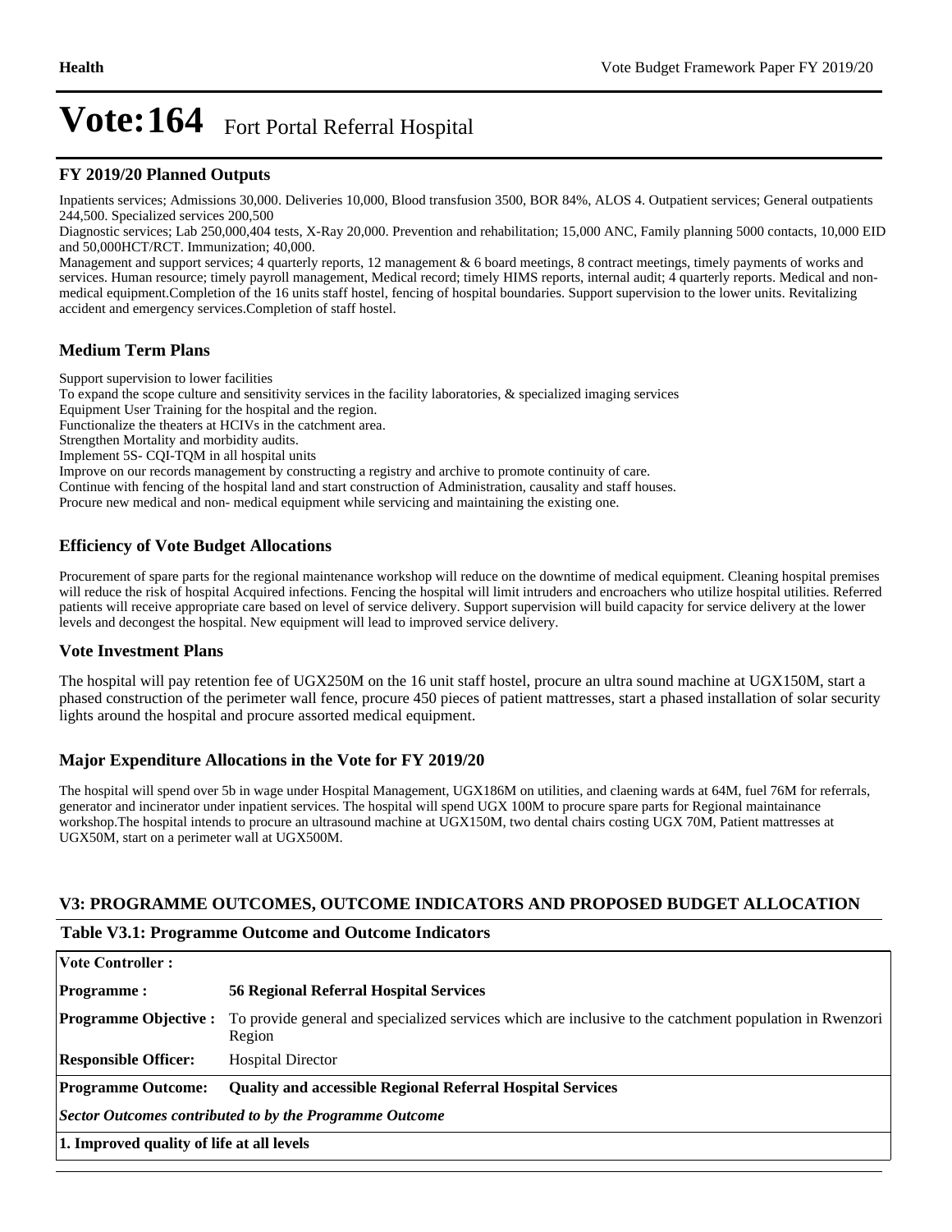# Vote:164 Fort Portal Referral Hospital

## FY 2019/20 Planned Outputs

Inpatients services; Admissions 30,000. Deliveries 10,000, Blood transfusion 3500, BOR 84%, ALOS 4. Outpatient services; General outpatients 244,500. Specialized services 200,500
Diagnostic services; Lab 250,000,404 tests, X-Ray 20,000. Prevention and rehabilitation; 15,000 ANC, Family planning 5000 contacts, 10,000 EID and 50,000HCT/RCT. Immunization; 40,000.
Management and support services; 4 quarterly reports, 12 management & 6 board meetings, 8 contract meetings, timely payments of works and services. Human resource; timely payroll management, Medical record; timely HIMS reports, internal audit; 4 quarterly reports. Medical and non-medical equipment.Completion of the 16 units staff hostel, fencing of hospital boundaries. Support supervision to the lower units. Revitalizing accident and emergency services.Completion of staff hostel.

## Medium Term Plans

Support supervision to lower facilities
To expand the scope culture and sensitivity services in the facility laboratories, & specialized imaging services
Equipment User Training for the hospital and the region.
Functionalize the theaters at HCIVs in the catchment area.
Strengthen Mortality and morbidity audits.
Implement 5S- CQI-TQM in all hospital units
Improve on our records management by constructing a registry and archive to promote continuity of care.
Continue with fencing of the hospital land and start construction of Administration, causality and staff houses.
Procure new medical and non- medical equipment while servicing and maintaining the existing one.

## Efficiency of Vote Budget Allocations

Procurement of spare parts for the regional maintenance workshop will reduce on the downtime of medical equipment. Cleaning hospital premises will reduce the risk of hospital Acquired infections. Fencing the hospital will limit intruders and encroachers who utilize hospital utilities. Referred patients will receive appropriate care based on level of service delivery. Support supervision will build capacity for service delivery at the lower levels and decongest the hospital. New equipment will lead to improved service delivery.

## Vote Investment Plans

The hospital will pay retention fee of UGX250M on the 16 unit staff hostel, procure an ultra sound machine at UGX150M, start a phased construction of the perimeter wall fence, procure 450 pieces of patient mattresses, start a phased installation of solar security lights around the hospital and procure assorted medical equipment.

## Major Expenditure Allocations in the Vote for FY 2019/20

The hospital will spend over 5b in wage under Hospital Management, UGX186M on utilities, and claening wards at 64M, fuel 76M for referrals, generator and incinerator under inpatient services. The hospital will spend UGX 100M to procure spare parts for Regional maintainance workshop.The hospital intends to procure an ultrasound machine at UGX150M, two dental chairs costing UGX 70M, Patient mattresses at UGX50M, start on a perimeter wall at UGX500M.

## V3: PROGRAMME OUTCOMES, OUTCOME INDICATORS AND PROPOSED BUDGET ALLOCATION

### Table V3.1: Programme Outcome and Outcome Indicators

| **Vote Controller :** | |
|---|---|
| **Programme :** | **56 Regional Referral Hospital Services** |
| **Programme Objective :** | To provide general and specialized services which are inclusive to the catchment population in Rwenzori Region |
| **Responsible Officer:** | Hospital Director |
| **Programme Outcome:** | **Quality and accessible Regional Referral Hospital Services** |
| ***Sector Outcomes contributed to by the Programme Outcome*** | |
| **1. Improved quality of life at all levels** | |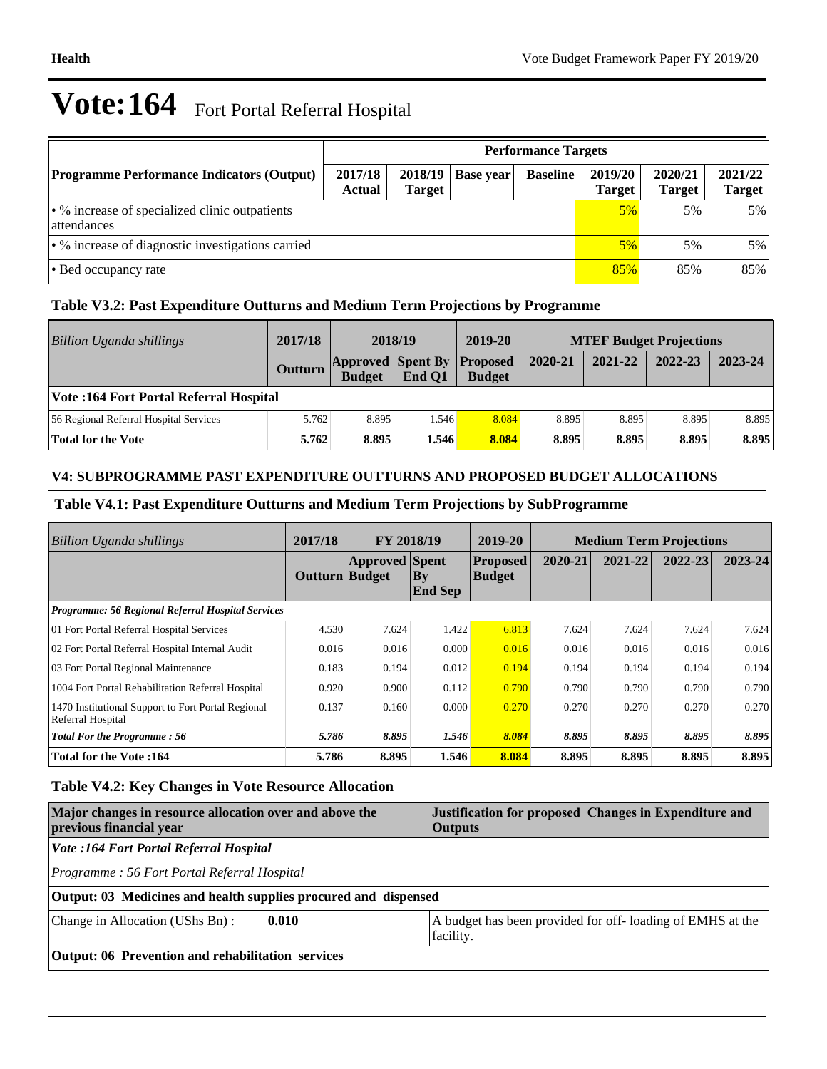# Vote:164 Fort Portal Referral Hospital

| Programme Performance Indicators (Output) | Performance Targets | | | | | | |
|---|---|---|---|---|---|---|---|
| | 2017/18 Actual | 2018/19 Target | Base year | Baseline | 2019/20 Target | 2020/21 Target | 2021/22 Target |
| • % increase of specialized clinic outpatients attendances | | | | | 5% | 5% | 5% |
| • % increase of diagnostic investigations carried | | | | | 5% | 5% | 5% |
| • Bed occupancy rate | | | | | 85% | 85% | 85% |

### Table V3.2: Past Expenditure Outturns and Medium Term Projections by Programme

| *Billion Uganda shillings* | 2017/18 | 2018/19 | | 2019-20 | MTEF Budget Projections | | | |
|---|---|---|---|---|---|---|---|---|
| | Outturn | Approved Budget | Spent By End Q1 | Proposed Budget | 2020-21 | 2021-22 | 2022-23 | 2023-24 |
| **Vote :164 Fort Portal Referral Hospital** | | | | | | | | |
| 56 Regional Referral Hospital Services | 5.762 | 8.895 | 1.546 | 8.084 | 8.895 | 8.895 | 8.895 | 8.895 |
| **Total for the Vote** | **5.762** | **8.895** | **1.546** | **8.084** | **8.895** | **8.895** | **8.895** | **8.895** |

## V4: SUBPROGRAMME PAST EXPENDITURE OUTTURNS AND PROPOSED BUDGET ALLOCATIONS

### Table V4.1: Past Expenditure Outturns and Medium Term Projections by SubProgramme

| *Billion Uganda shillings* | 2017/18 | FY 2018/19 | | 2019-20 | Medium Term Projections | | | |
|---|---|---|---|---|---|---|---|---|
| | Outturn | Approved Budget | Spent By End Sep | Proposed Budget | 2020-21 | 2021-22 | 2022-23 | 2023-24 |
| ***Programme: 56 Regional Referral Hospital Services*** | | | | | | | | |
| 01 Fort Portal Referral Hospital Services | 4.530 | 7.624 | 1.422 | 6.813 | 7.624 | 7.624 | 7.624 | 7.624 |
| 02 Fort Portal Referral Hospital Internal Audit | 0.016 | 0.016 | 0.000 | 0.016 | 0.016 | 0.016 | 0.016 | 0.016 |
| 03 Fort Portal Regional Maintenance | 0.183 | 0.194 | 0.012 | 0.194 | 0.194 | 0.194 | 0.194 | 0.194 |
| 1004 Fort Portal Rehabilitation Referral Hospital | 0.920 | 0.900 | 0.112 | 0.790 | 0.790 | 0.790 | 0.790 | 0.790 |
| 1470 Institutional Support to Fort Portal Regional Referral Hospital | 0.137 | 0.160 | 0.000 | 0.270 | 0.270 | 0.270 | 0.270 | 0.270 |
| ***Total For the Programme : 56*** | ***5.786*** | ***8.895*** | ***1.546*** | ***8.084*** | ***8.895*** | ***8.895*** | ***8.895*** | ***8.895*** |
| **Total for the Vote :164** | **5.786** | **8.895** | **1.546** | **8.084** | **8.895** | **8.895** | **8.895** | **8.895** |

### Table V4.2: Key Changes in Vote Resource Allocation

| Major changes in resource allocation over and above the previous financial year | Justification for proposed Changes in Expenditure and Outputs |
|---|---|
| ***Vote :164 Fort Portal Referral Hospital*** | |
| *Programme : 56 Fort Portal Referral Hospital* | |
| **Output: 03 Medicines and health supplies procured and dispensed** | |
| Change in Allocation (UShs Bn) : **0.010** | A budget has been provided for off- loading of EMHS at the facility. |
| **Output: 06 Prevention and rehabilitation services** | |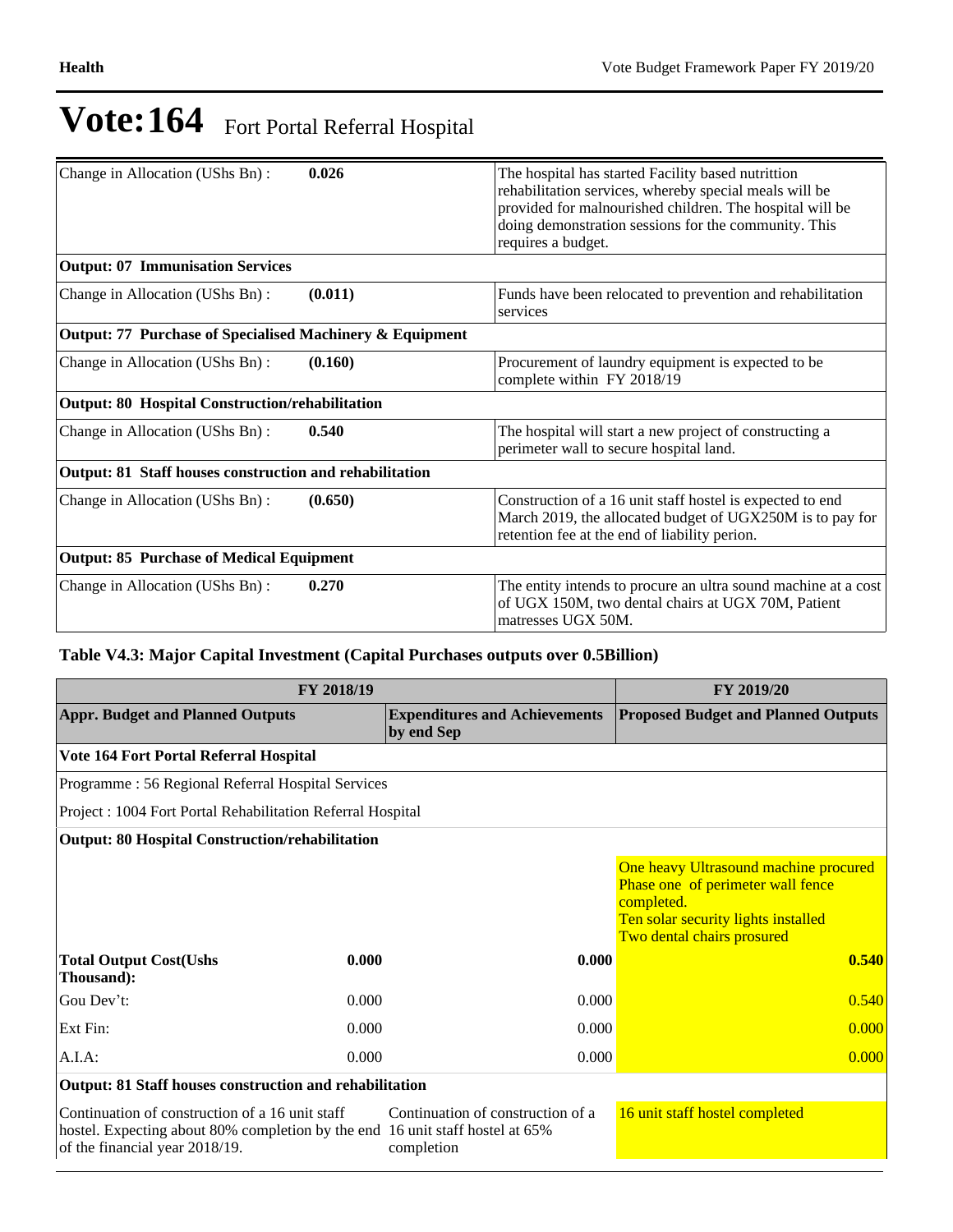# Vote:164 Fort Portal Referral Hospital

| | | |
|---|---|---|
| Change in Allocation (UShs Bn) : | **0.026** | The hospital has started Facility based nutrittion rehabilitation services, whereby special meals will be provided for malnourished children. The hospital will be doing demonstration sessions for the community. This requires a budget. |
| **Output: 07 Immunisation Services** | | |
| Change in Allocation (UShs Bn) : | **(0.011)** | Funds have been relocated to prevention and rehabilitation services |
| **Output: 77 Purchase of Specialised Machinery & Equipment** | | |
| Change in Allocation (UShs Bn) : | **(0.160)** | Procurement of laundry equipment is expected to be complete within FY 2018/19 |
| **Output: 80 Hospital Construction/rehabilitation** | | |
| Change in Allocation (UShs Bn) : | **0.540** | The hospital will start a new project of constructing a perimeter wall to secure hospital land. |
| **Output: 81 Staff houses construction and rehabilitation** | | |
| Change in Allocation (UShs Bn) : | **(0.650)** | Construction of a 16 unit staff hostel is expected to end March 2019, the allocated budget of UGX250M is to pay for retention fee at the end of liability perion. |
| **Output: 85 Purchase of Medical Equipment** | | |
| Change in Allocation (UShs Bn) : | **0.270** | The entity intends to procure an ultra sound machine at a cost of UGX 150M, two dental chairs at UGX 70M, Patient matresses UGX 50M. |

### Table V4.3: Major Capital Investment (Capital Purchases outputs over 0.5Billion)

| FY 2018/19 | | | FY 2019/20 |
|---|---|---|---|
| **Appr. Budget and Planned Outputs** | | **Expenditures and Achievements by end Sep** | **Proposed Budget and Planned Outputs** |
| **Vote 164 Fort Portal Referral Hospital** | | | |
| Programme : 56 Regional Referral Hospital Services | | | |
| Project : 1004 Fort Portal Rehabilitation Referral Hospital | | | |
| **Output: 80 Hospital Construction/rehabilitation** | | | |
| | | | One heavy Ultrasound machine procured<br>Phase one of perimeter wall fence completed.<br>Ten solar security lights installed<br>Two dental chairs prosured |
| **Total Output Cost(Ushs Thousand):** | **0.000** | **0.000** | **0.540** |
| Gou Dev't: | 0.000 | 0.000 | 0.540 |
| Ext Fin: | 0.000 | 0.000 | 0.000 |
| A.I.A: | 0.000 | 0.000 | 0.000 |
| **Output: 81 Staff houses construction and rehabilitation** | | | |
| Continuation of construction of a 16 unit staff hostel. Expecting about 80% completion by the end of the financial year 2018/19. | | Continuation of construction of a 16 unit staff hostel at 65% completion | 16 unit staff hostel completed |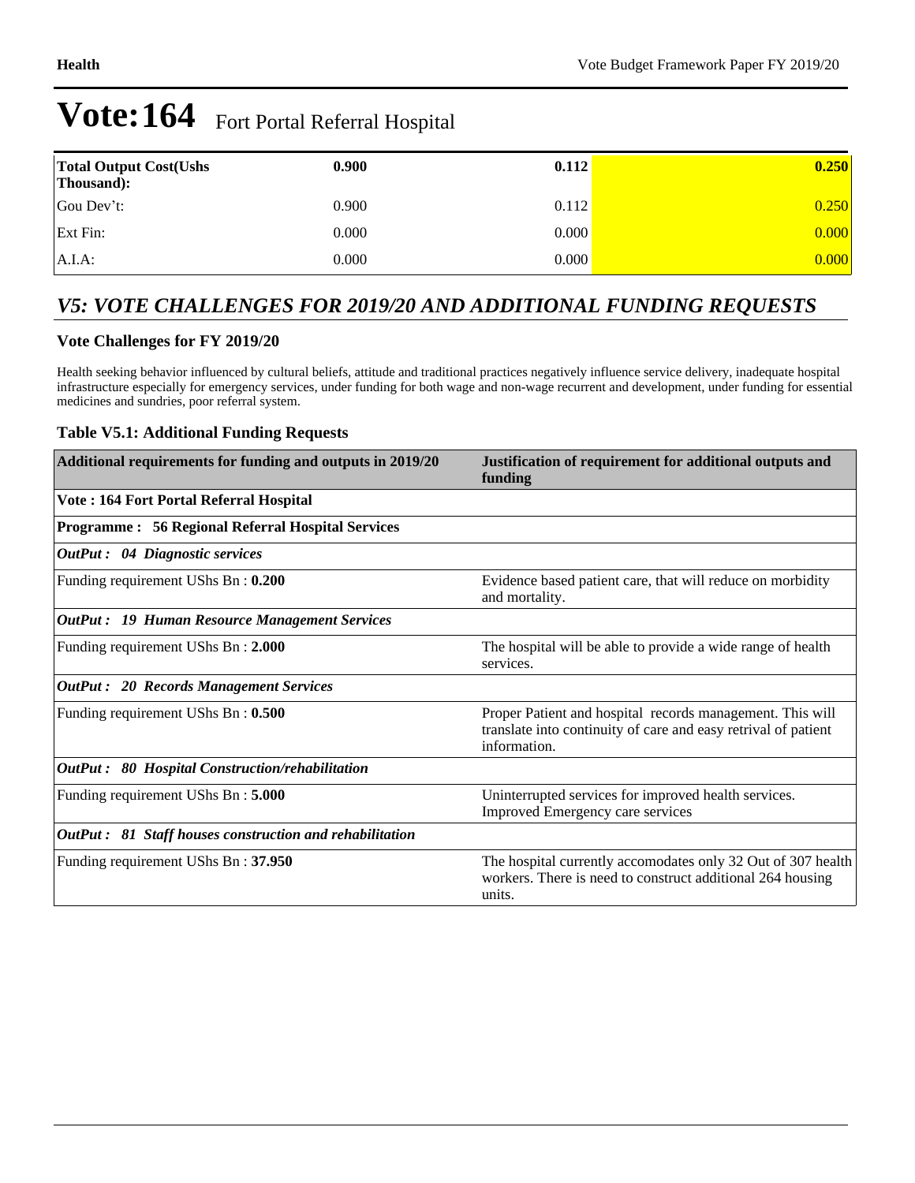# Vote:164 Fort Portal Referral Hospital

| Total Output Cost(Ushs Thousand): | 0.900 | 0.112 | 0.250 |
|---|---|---|---|
| Gou Dev't: | 0.900 | 0.112 | 0.250 |
| Ext Fin: | 0.000 | 0.000 | 0.000 |
| A.I.A: | 0.000 | 0.000 | 0.000 |

## *V5: VOTE CHALLENGES FOR 2019/20 AND ADDITIONAL FUNDING REQUESTS*

### Vote Challenges for FY 2019/20

Health seeking behavior influenced by cultural beliefs, attitude and traditional practices negatively influence service delivery, inadequate hospital infrastructure especially for emergency services, under funding for both wage and non-wage recurrent and development, under funding for essential medicines and sundries, poor referral system.

### Table V5.1: Additional Funding Requests

| Additional requirements for funding and outputs in 2019/20 | Justification of requirement for additional outputs and funding |
|---|---|
| **Vote : 164 Fort Portal Referral Hospital** | |
| **Programme : 56 Regional Referral Hospital Services** | |
| ***OutPut : 04 Diagnostic services*** | |
| Funding requirement UShs Bn : **0.200** | Evidence based patient care, that will reduce on morbidity and mortality. |
| ***OutPut : 19 Human Resource Management Services*** | |
| Funding requirement UShs Bn : **2.000** | The hospital will be able to provide a wide range of health services. |
| ***OutPut : 20 Records Management Services*** | |
| Funding requirement UShs Bn : **0.500** | Proper Patient and hospital records management. This will translate into continuity of care and easy retrival of patient information. |
| ***OutPut : 80 Hospital Construction/rehabilitation*** | |
| Funding requirement UShs Bn : **5.000** | Uninterrupted services for improved health services. Improved Emergency care services |
| ***OutPut : 81 Staff houses construction and rehabilitation*** | |
| Funding requirement UShs Bn : **37.950** | The hospital currently accomodates only 32 Out of 307 health workers. There is need to construct additional 264 housing units. |